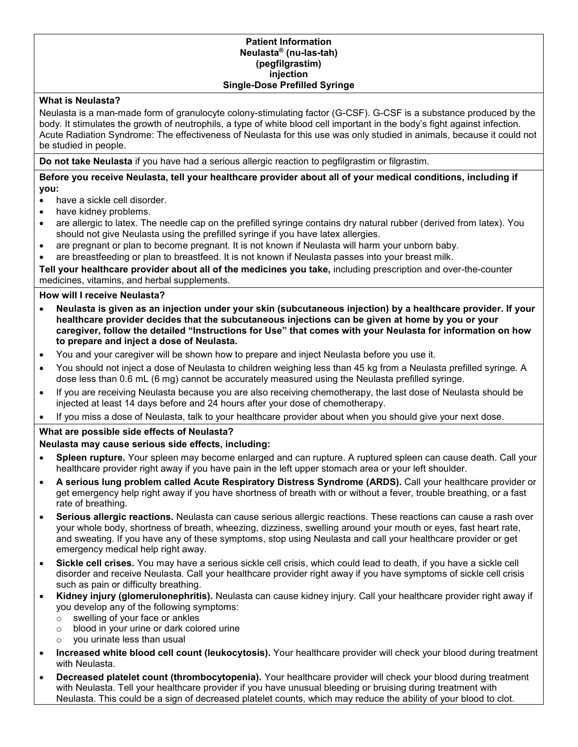# Patient Information
## Neulasta® (nu-las-tah)
## (pegfilgrastim)
## injection
## Single-Dose Prefilled Syringe

**What is Neulasta?**

Neulasta is a man-made form of granulocyte colony-stimulating factor (G-CSF). G-CSF is a substance produced by the body. It stimulates the growth of neutrophils, a type of white blood cell important in the body's fight against infection. Acute Radiation Syndrome: The effectiveness of Neulasta for this use was only studied in animals, because it could not be studied in people.

**Do not take Neulasta** if you have had a serious allergic reaction to pegfilgrastim or filgrastim.

**Before you receive Neulasta, tell your healthcare provider about all of your medical conditions, including if you:**

- have a sickle cell disorder.
- have kidney problems.
- are allergic to latex. The needle cap on the prefilled syringe contains dry natural rubber (derived from latex). You should not give Neulasta using the prefilled syringe if you have latex allergies.
- are pregnant or plan to become pregnant. It is not known if Neulasta will harm your unborn baby.
- are breastfeeding or plan to breastfeed. It is not known if Neulasta passes into your breast milk.

**Tell your healthcare provider about all of the medicines you take,** including prescription and over-the-counter medicines, vitamins, and herbal supplements.

**How will I receive Neulasta?**

- **Neulasta is given as an injection under your skin (subcutaneous injection) by a healthcare provider. If your healthcare provider decides that the subcutaneous injections can be given at home by you or your caregiver, follow the detailed "Instructions for Use" that comes with your Neulasta for information on how to prepare and inject a dose of Neulasta.**
- You and your caregiver will be shown how to prepare and inject Neulasta before you use it.
- You should not inject a dose of Neulasta to children weighing less than 45 kg from a Neulasta prefilled syringe. A dose less than 0.6 mL (6 mg) cannot be accurately measured using the Neulasta prefilled syringe.
- If you are receiving Neulasta because you are also receiving chemotherapy, the last dose of Neulasta should be injected at least 14 days before and 24 hours after your dose of chemotherapy.
- If you miss a dose of Neulasta, talk to your healthcare provider about when you should give your next dose.

**What are possible side effects of Neulasta?**

**Neulasta may cause serious side effects, including:**

- **Spleen rupture.** Your spleen may become enlarged and can rupture. A ruptured spleen can cause death. Call your healthcare provider right away if you have pain in the left upper stomach area or your left shoulder.
- **A serious lung problem called Acute Respiratory Distress Syndrome (ARDS).** Call your healthcare provider or get emergency help right away if you have shortness of breath with or without a fever, trouble breathing, or a fast rate of breathing.
- **Serious allergic reactions.** Neulasta can cause serious allergic reactions. These reactions can cause a rash over your whole body, shortness of breath, wheezing, dizziness, swelling around your mouth or eyes, fast heart rate, and sweating. If you have any of these symptoms, stop using Neulasta and call your healthcare provider or get emergency medical help right away.
- **Sickle cell crises.** You may have a serious sickle cell crisis, which could lead to death, if you have a sickle cell disorder and receive Neulasta. Call your healthcare provider right away if you have symptoms of sickle cell crisis such as pain or difficulty breathing.
- **Kidney injury (glomerulonephritis).** Neulasta can cause kidney injury. Call your healthcare provider right away if you develop any of the following symptoms:
  - swelling of your face or ankles
  - blood in your urine or dark colored urine
  - you urinate less than usual
- **Increased white blood cell count (leukocytosis).** Your healthcare provider will check your blood during treatment with Neulasta.
- **Decreased platelet count (thrombocytopenia).** Your healthcare provider will check your blood during treatment with Neulasta. Tell your healthcare provider if you have unusual bleeding or bruising during treatment with Neulasta. This could be a sign of decreased platelet counts, which may reduce the ability of your blood to clot.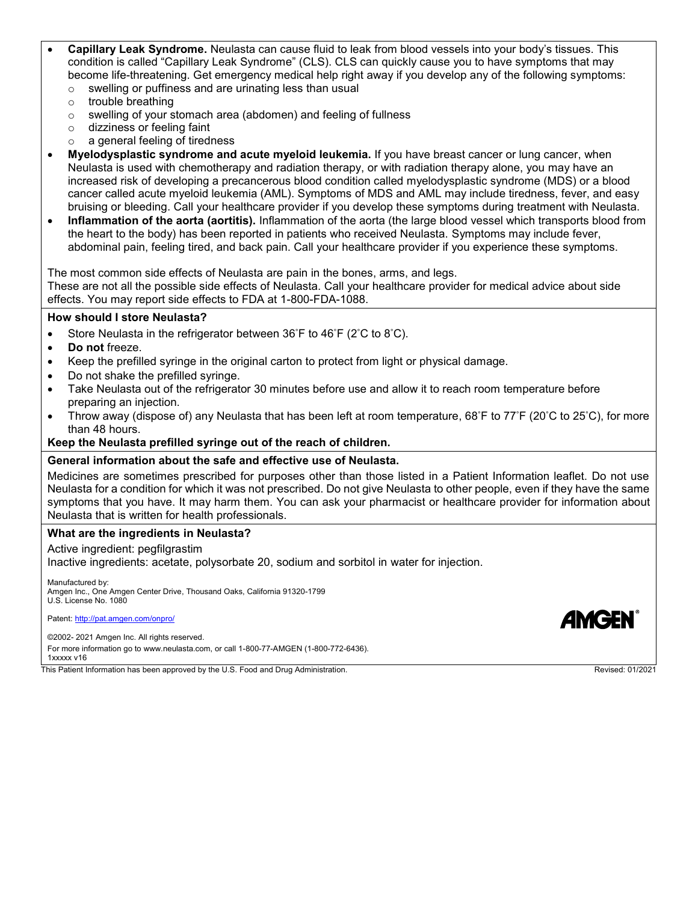- **Capillary Leak Syndrome.** Neulasta can cause fluid to leak from blood vessels into your body's tissues. This condition is called "Capillary Leak Syndrome" (CLS). CLS can quickly cause you to have symptoms that may become life-threatening. Get emergency medical help right away if you develop any of the following symptoms:
  - swelling or puffiness and are urinating less than usual
  - trouble breathing
  - swelling of your stomach area (abdomen) and feeling of fullness
  - dizziness or feeling faint
  - a general feeling of tiredness
- **Myelodysplastic syndrome and acute myeloid leukemia.** If you have breast cancer or lung cancer, when Neulasta is used with chemotherapy and radiation therapy, or with radiation therapy alone, you may have an increased risk of developing a precancerous blood condition called myelodysplastic syndrome (MDS) or a blood cancer called acute myeloid leukemia (AML). Symptoms of MDS and AML may include tiredness, fever, and easy bruising or bleeding. Call your healthcare provider if you develop these symptoms during treatment with Neulasta.
- **Inflammation of the aorta (aortitis).** Inflammation of the aorta (the large blood vessel which transports blood from the heart to the body) has been reported in patients who received Neulasta. Symptoms may include fever, abdominal pain, feeling tired, and back pain. Call your healthcare provider if you experience these symptoms.

The most common side effects of Neulasta are pain in the bones, arms, and legs.
These are not all the possible side effects of Neulasta. Call your healthcare provider for medical advice about side effects. You may report side effects to FDA at 1-800-FDA-1088.

**How should I store Neulasta?**

- Store Neulasta in the refrigerator between 36˚F to 46˚F (2˚C to 8˚C).
- **Do not** freeze.
- Keep the prefilled syringe in the original carton to protect from light or physical damage.
- Do not shake the prefilled syringe.
- Take Neulasta out of the refrigerator 30 minutes before use and allow it to reach room temperature before preparing an injection.
- Throw away (dispose of) any Neulasta that has been left at room temperature, 68˚F to 77˚F (20˚C to 25˚C), for more than 48 hours.

**Keep the Neulasta prefilled syringe out of the reach of children.**

**General information about the safe and effective use of Neulasta.**

Medicines are sometimes prescribed for purposes other than those listed in a Patient Information leaflet. Do not use Neulasta for a condition for which it was not prescribed. Do not give Neulasta to other people, even if they have the same symptoms that you have. It may harm them. You can ask your pharmacist or healthcare provider for information about Neulasta that is written for health professionals.

**What are the ingredients in Neulasta?**

Active ingredient: pegfilgrastim
Inactive ingredients: acetate, polysorbate 20, sodium and sorbitol in water for injection.

Manufactured by:
Amgen Inc., One Amgen Center Drive, Thousand Oaks, California 91320-1799
U.S. License No. 1080

Patent: http://pat.amgen.com/onpro/

AMGEN®

©2002- 2021 Amgen Inc. All rights reserved.
For more information go to www.neulasta.com, or call 1-800-77-AMGEN (1-800-772-6436).
1xxxxx v16

This Patient Information has been approved by the U.S. Food and Drug Administration. Revised: 01/2021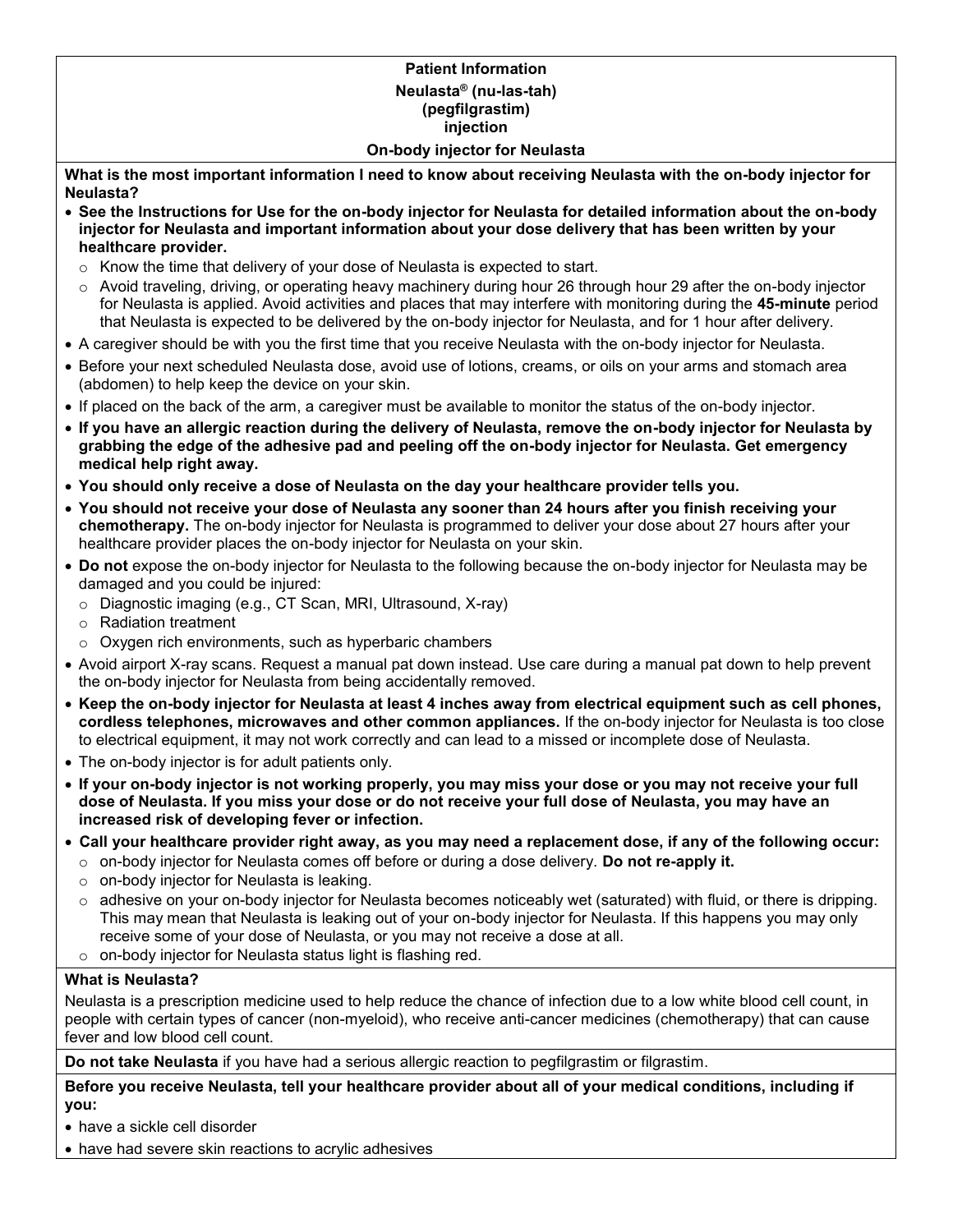**Patient Information**
**Neulasta® (nu-las-tah)**
**(pegfilgrastim)**
**injection**
**On-body injector for Neulasta**

**What is the most important information I need to know about receiving Neulasta with the on-body injector for Neulasta?**

- **See the Instructions for Use for the on-body injector for Neulasta for detailed information about the on-body injector for Neulasta and important information about your dose delivery that has been written by your healthcare provider.**
  - Know the time that delivery of your dose of Neulasta is expected to start.
  - Avoid traveling, driving, or operating heavy machinery during hour 26 through hour 29 after the on-body injector for Neulasta is applied. Avoid activities and places that may interfere with monitoring during the **45-minute** period that Neulasta is expected to be delivered by the on-body injector for Neulasta, and for 1 hour after delivery.
- A caregiver should be with you the first time that you receive Neulasta with the on-body injector for Neulasta.
- Before your next scheduled Neulasta dose, avoid use of lotions, creams, or oils on your arms and stomach area (abdomen) to help keep the device on your skin.
- If placed on the back of the arm, a caregiver must be available to monitor the status of the on-body injector.
- **If you have an allergic reaction during the delivery of Neulasta, remove the on-body injector for Neulasta by grabbing the edge of the adhesive pad and peeling off the on-body injector for Neulasta. Get emergency medical help right away.**
- **You should only receive a dose of Neulasta on the day your healthcare provider tells you.**
- **You should not receive your dose of Neulasta any sooner than 24 hours after you finish receiving your chemotherapy.** The on-body injector for Neulasta is programmed to deliver your dose about 27 hours after your healthcare provider places the on-body injector for Neulasta on your skin.
- **Do not** expose the on-body injector for Neulasta to the following because the on-body injector for Neulasta may be damaged and you could be injured:
  - Diagnostic imaging (e.g., CT Scan, MRI, Ultrasound, X-ray)
  - Radiation treatment
  - Oxygen rich environments, such as hyperbaric chambers
- Avoid airport X-ray scans. Request a manual pat down instead. Use care during a manual pat down to help prevent the on-body injector for Neulasta from being accidentally removed.
- **Keep the on-body injector for Neulasta at least 4 inches away from electrical equipment such as cell phones, cordless telephones, microwaves and other common appliances.** If the on-body injector for Neulasta is too close to electrical equipment, it may not work correctly and can lead to a missed or incomplete dose of Neulasta.
- The on-body injector is for adult patients only.
- **If your on-body injector is not working properly, you may miss your dose or you may not receive your full dose of Neulasta. If you miss your dose or do not receive your full dose of Neulasta, you may have an increased risk of developing fever or infection.**
- **Call your healthcare provider right away, as you may need a replacement dose, if any of the following occur:**
  - on-body injector for Neulasta comes off before or during a dose delivery. **Do not re-apply it.**
  - on-body injector for Neulasta is leaking.
  - adhesive on your on-body injector for Neulasta becomes noticeably wet (saturated) with fluid, or there is dripping. This may mean that Neulasta is leaking out of your on-body injector for Neulasta. If this happens you may only receive some of your dose of Neulasta, or you may not receive a dose at all.
  - on-body injector for Neulasta status light is flashing red.

**What is Neulasta?**

Neulasta is a prescription medicine used to help reduce the chance of infection due to a low white blood cell count, in people with certain types of cancer (non-myeloid), who receive anti-cancer medicines (chemotherapy) that can cause fever and low blood cell count.

**Do not take Neulasta** if you have had a serious allergic reaction to pegfilgrastim or filgrastim.

**Before you receive Neulasta, tell your healthcare provider about all of your medical conditions, including if you:**

- have a sickle cell disorder
- have had severe skin reactions to acrylic adhesives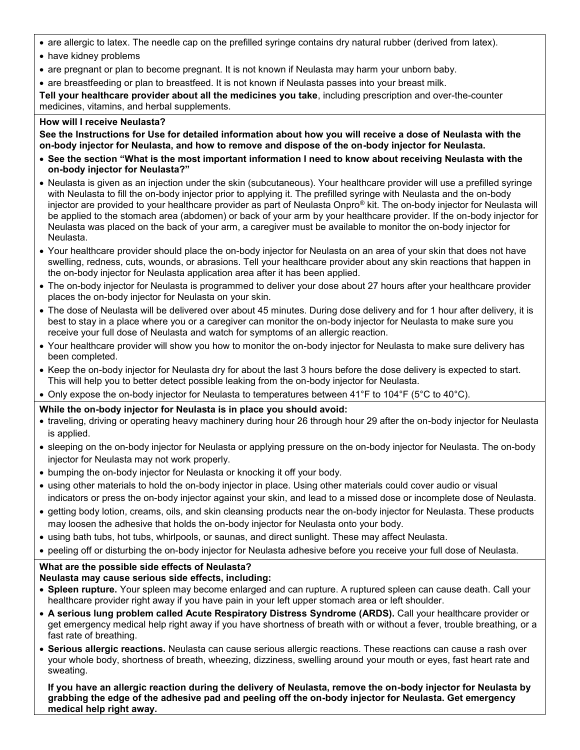- are allergic to latex. The needle cap on the prefilled syringe contains dry natural rubber (derived from latex).
- have kidney problems
- are pregnant or plan to become pregnant. It is not known if Neulasta may harm your unborn baby.
- are breastfeeding or plan to breastfeed. It is not known if Neulasta passes into your breast milk.

**Tell your healthcare provider about all the medicines you take**, including prescription and over-the-counter medicines, vitamins, and herbal supplements.

**How will I receive Neulasta?**

**See the Instructions for Use for detailed information about how you will receive a dose of Neulasta with the on-body injector for Neulasta, and how to remove and dispose of the on-body injector for Neulasta.**

- **See the section "What is the most important information I need to know about receiving Neulasta with the on-body injector for Neulasta?"**
- Neulasta is given as an injection under the skin (subcutaneous). Your healthcare provider will use a prefilled syringe with Neulasta to fill the on-body injector prior to applying it. The prefilled syringe with Neulasta and the on-body injector are provided to your healthcare provider as part of Neulasta Onpro® kit. The on-body injector for Neulasta will be applied to the stomach area (abdomen) or back of your arm by your healthcare provider. If the on-body injector for Neulasta was placed on the back of your arm, a caregiver must be available to monitor the on-body injector for Neulasta.
- Your healthcare provider should place the on-body injector for Neulasta on an area of your skin that does not have swelling, redness, cuts, wounds, or abrasions. Tell your healthcare provider about any skin reactions that happen in the on-body injector for Neulasta application area after it has been applied.
- The on-body injector for Neulasta is programmed to deliver your dose about 27 hours after your healthcare provider places the on-body injector for Neulasta on your skin.
- The dose of Neulasta will be delivered over about 45 minutes. During dose delivery and for 1 hour after delivery, it is best to stay in a place where you or a caregiver can monitor the on-body injector for Neulasta to make sure you receive your full dose of Neulasta and watch for symptoms of an allergic reaction.
- Your healthcare provider will show you how to monitor the on-body injector for Neulasta to make sure delivery has been completed.
- Keep the on-body injector for Neulasta dry for about the last 3 hours before the dose delivery is expected to start. This will help you to better detect possible leaking from the on-body injector for Neulasta.
- Only expose the on-body injector for Neulasta to temperatures between 41°F to 104°F (5°C to 40°C).

**While the on-body injector for Neulasta is in place you should avoid:**

- traveling, driving or operating heavy machinery during hour 26 through hour 29 after the on-body injector for Neulasta is applied.
- sleeping on the on-body injector for Neulasta or applying pressure on the on-body injector for Neulasta. The on-body injector for Neulasta may not work properly.
- bumping the on-body injector for Neulasta or knocking it off your body.
- using other materials to hold the on-body injector in place. Using other materials could cover audio or visual indicators or press the on-body injector against your skin, and lead to a missed dose or incomplete dose of Neulasta.
- getting body lotion, creams, oils, and skin cleansing products near the on-body injector for Neulasta. These products may loosen the adhesive that holds the on-body injector for Neulasta onto your body.
- using bath tubs, hot tubs, whirlpools, or saunas, and direct sunlight. These may affect Neulasta.
- peeling off or disturbing the on-body injector for Neulasta adhesive before you receive your full dose of Neulasta.

**What are the possible side effects of Neulasta?**

**Neulasta may cause serious side effects, including:**

- **Spleen rupture.** Your spleen may become enlarged and can rupture. A ruptured spleen can cause death. Call your healthcare provider right away if you have pain in your left upper stomach area or left shoulder.
- **A serious lung problem called Acute Respiratory Distress Syndrome (ARDS).** Call your healthcare provider or get emergency medical help right away if you have shortness of breath with or without a fever, trouble breathing, or a fast rate of breathing.
- **Serious allergic reactions.** Neulasta can cause serious allergic reactions. These reactions can cause a rash over your whole body, shortness of breath, wheezing, dizziness, swelling around your mouth or eyes, fast heart rate and sweating.

  **If you have an allergic reaction during the delivery of Neulasta, remove the on-body injector for Neulasta by grabbing the edge of the adhesive pad and peeling off the on-body injector for Neulasta. Get emergency medical help right away.**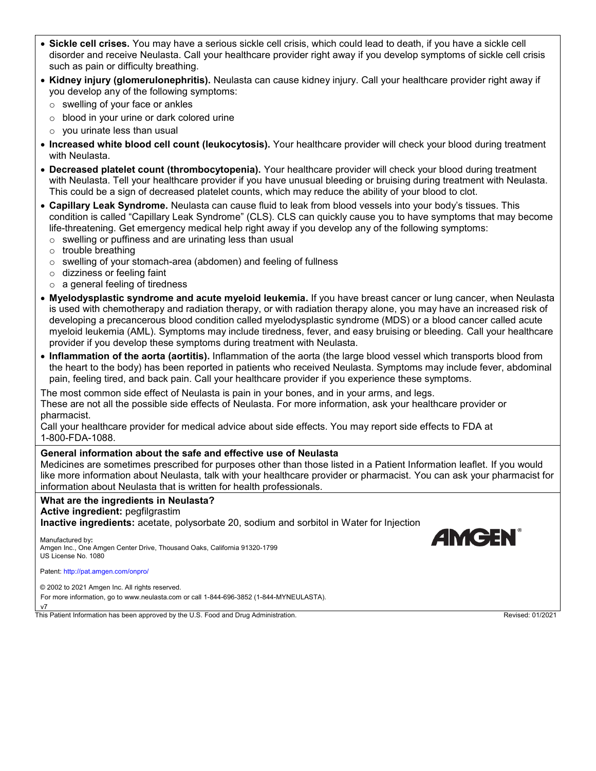- **Sickle cell crises.** You may have a serious sickle cell crisis, which could lead to death, if you have a sickle cell disorder and receive Neulasta. Call your healthcare provider right away if you develop symptoms of sickle cell crisis such as pain or difficulty breathing.
- **Kidney injury (glomerulonephritis).** Neulasta can cause kidney injury. Call your healthcare provider right away if you develop any of the following symptoms:
  - swelling of your face or ankles
  - blood in your urine or dark colored urine
  - you urinate less than usual
- **Increased white blood cell count (leukocytosis).** Your healthcare provider will check your blood during treatment with Neulasta.
- **Decreased platelet count (thrombocytopenia).** Your healthcare provider will check your blood during treatment with Neulasta. Tell your healthcare provider if you have unusual bleeding or bruising during treatment with Neulasta. This could be a sign of decreased platelet counts, which may reduce the ability of your blood to clot.
- **Capillary Leak Syndrome.** Neulasta can cause fluid to leak from blood vessels into your body's tissues. This condition is called "Capillary Leak Syndrome" (CLS). CLS can quickly cause you to have symptoms that may become life-threatening. Get emergency medical help right away if you develop any of the following symptoms:
  - swelling or puffiness and are urinating less than usual
  - trouble breathing
  - swelling of your stomach-area (abdomen) and feeling of fullness
  - dizziness or feeling faint
  - a general feeling of tiredness
- **Myelodysplastic syndrome and acute myeloid leukemia.** If you have breast cancer or lung cancer, when Neulasta is used with chemotherapy and radiation therapy, or with radiation therapy alone, you may have an increased risk of developing a precancerous blood condition called myelodysplastic syndrome (MDS) or a blood cancer called acute myeloid leukemia (AML). Symptoms may include tiredness, fever, and easy bruising or bleeding. Call your healthcare provider if you develop these symptoms during treatment with Neulasta.
- **Inflammation of the aorta (aortitis).** Inflammation of the aorta (the large blood vessel which transports blood from the heart to the body) has been reported in patients who received Neulasta. Symptoms may include fever, abdominal pain, feeling tired, and back pain. Call your healthcare provider if you experience these symptoms.

The most common side effect of Neulasta is pain in your bones, and in your arms, and legs.

These are not all the possible side effects of Neulasta. For more information, ask your healthcare provider or pharmacist.

Call your healthcare provider for medical advice about side effects. You may report side effects to FDA at 1-800-FDA-1088.

**General information about the safe and effective use of Neulasta**

Medicines are sometimes prescribed for purposes other than those listed in a Patient Information leaflet. If you would like more information about Neulasta, talk with your healthcare provider or pharmacist. You can ask your pharmacist for information about Neulasta that is written for health professionals.

**What are the ingredients in Neulasta?**

**Active ingredient:** pegfilgrastim

**Inactive ingredients:** acetate, polysorbate 20, sodium and sorbitol in Water for Injection

Manufactured by:
Amgen Inc., One Amgen Center Drive, Thousand Oaks, California 91320-1799
US License No. 1080

AMGEN®

Patent: http://pat.amgen.com/onpro/

© 2002 to 2021 Amgen Inc. All rights reserved.

For more information, go to www.neulasta.com or call 1-844-696-3852 (1-844-MYNEULASTA).

v7

This Patient Information has been approved by the U.S. Food and Drug Administration. Revised: 01/2021